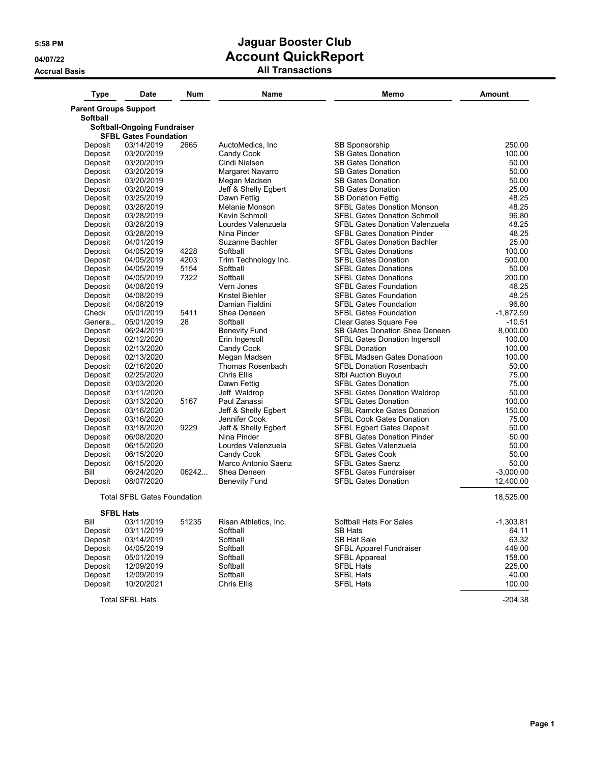# Jaguar Booster Club

## Account QuickReport

### All Transactions

5:58 PM
04/07/22
Accrual Basis

| Type | Date | Num | Name | Memo | Amount |
|---|---|---|---|---|---|
| **Parent Groups Support** | | | | | |
| **Softball** | | | | | |
| **Softball-Ongoing Fundraiser** | | | | | |
| **SFBL Gates Foundation** | | | | | |
| Deposit | 03/14/2019 | 2665 | AuctoMedics, Inc | SB Sponsorship | 250.00 |
| Deposit | 03/20/2019 | | Candy Cook | SB Gates Donation | 100.00 |
| Deposit | 03/20/2019 | | Cindi Nielsen | SB Gates Donation | 50.00 |
| Deposit | 03/20/2019 | | Margaret Navarro | SB Gates Donation | 50.00 |
| Deposit | 03/20/2019 | | Megan Madsen | SB Gates Donation | 50.00 |
| Deposit | 03/20/2019 | | Jeff & Shelly Egbert | SB Gates Donation | 25.00 |
| Deposit | 03/25/2019 | | Dawn Fettig | SB Donation Fettig | 48.25 |
| Deposit | 03/28/2019 | | Melanie Monson | SFBL Gates Donation Monson | 48.25 |
| Deposit | 03/28/2019 | | Kevin Schmoll | SFBL Gates Donation Schmoll | 96.80 |
| Deposit | 03/28/2019 | | Lourdes Valenzuela | SFBL Gates Donation Valenzuela | 48.25 |
| Deposit | 03/28/2019 | | Nina Pinder | SFBL Gates Donation Pinder | 48.25 |
| Deposit | 04/01/2019 | | Suzanne Bachler | SFBL Gates Donation Bachler | 25.00 |
| Deposit | 04/05/2019 | 4228 | Softball | SFBL Gates Donations | 100.00 |
| Deposit | 04/05/2019 | 4203 | Trim Technology Inc. | SFBL Gates Donation | 500.00 |
| Deposit | 04/05/2019 | 5154 | Softball | SFBL Gates Donations | 50.00 |
| Deposit | 04/05/2019 | 7322 | Softball | SFBL Gates Donations | 200.00 |
| Deposit | 04/08/2019 | | Vern Jones | SFBL Gates Foundation | 48.25 |
| Deposit | 04/08/2019 | | Kristel Biehler | SFBL Gates Foundation | 48.25 |
| Deposit | 04/08/2019 | | Damian Fialdini | SFBL Gates Foundation | 96.80 |
| Check | 05/01/2019 | 5411 | Shea Deneen | SFBL Gates Foundation | -1,872.59 |
| Genera... | 05/01/2019 | 28 | Softball | Clear Gates Square Fee | -10.51 |
| Deposit | 06/24/2019 | | Benevity Fund | SB GAtes Donation Shea Deneen | 8,000.00 |
| Deposit | 02/12/2020 | | Erin Ingersoll | SFBL Gates Donation Ingersoll | 100.00 |
| Deposit | 02/13/2020 | | Candy Cook | SFBL Donation | 100.00 |
| Deposit | 02/13/2020 | | Megan Madsen | SFBL Madsen Gates Donatioon | 100.00 |
| Deposit | 02/16/2020 | | Thomas Rosenbach | SFBL Donation Rosenbach | 50.00 |
| Deposit | 02/25/2020 | | Chris Ellis | Sfbl Auction Buyout | 75.00 |
| Deposit | 03/03/2020 | | Dawn Fettig | SFBL Gates Donation | 75.00 |
| Deposit | 03/11/2020 | | Jeff Waldrop | SFBL Gates Donation Waldrop | 50.00 |
| Deposit | 03/13/2020 | 5167 | Paul Zanassi | SFBL Gates Donation | 100.00 |
| Deposit | 03/16/2020 | | Jeff & Shelly Egbert | SFBL Ramcke Gates Donation | 150.00 |
| Deposit | 03/16/2020 | | Jennifer Cook | SFBL Cook Gates Donation | 75.00 |
| Deposit | 03/18/2020 | 9229 | Jeff & Shelly Egbert | SFBL Egbert Gates Deposit | 50.00 |
| Deposit | 06/08/2020 | | Nina Pinder | SFBL Gates Donation Pinder | 50.00 |
| Deposit | 06/15/2020 | | Lourdes Valenzuela | SFBL Gates Valenzuela | 50.00 |
| Deposit | 06/15/2020 | | Candy Cook | SFBL Gates Cook | 50.00 |
| Deposit | 06/15/2020 | | Marco Antonio Saenz | SFBL Gates Saenz | 50.00 |
| Bill | 06/24/2020 | 06242... | Shea Deneen | SFBL Gates Fundraiser | -3,000.00 |
| Deposit | 08/07/2020 | | Benevity Fund | SFBL Gates Donation | 12,400.00 |
| Total SFBL Gates Foundation | | | | | 18,525.00 |
| **SFBL Hats** | | | | | |
| Bill | 03/11/2019 | 51235 | Risan Athletics, Inc. | Softball Hats For Sales | -1,303.81 |
| Deposit | 03/11/2019 | | Softball | SB Hats | 64.11 |
| Deposit | 03/14/2019 | | Softball | SB Hat Sale | 63.32 |
| Deposit | 04/05/2019 | | Softball | SFBL Apparel Fundraiser | 449.00 |
| Deposit | 05/01/2019 | | Softball | SFBL Appareal | 158.00 |
| Deposit | 12/09/2019 | | Softball | SFBL Hats | 225.00 |
| Deposit | 12/09/2019 | | Softball | SFBL Hats | 40.00 |
| Deposit | 10/20/2021 | | Chris Ellis | SFBL Hats | 100.00 |
| Total SFBL Hats | | | | | -204.38 |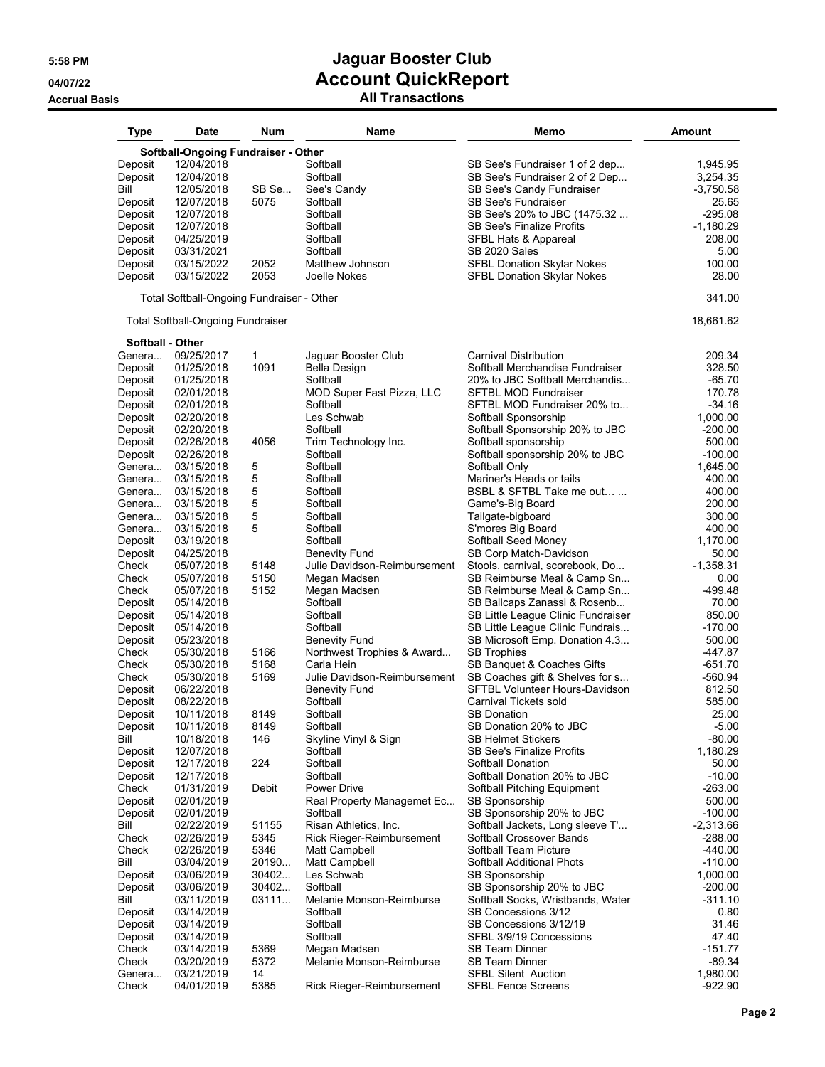# Jaguar Booster Club
## Account QuickReport
### All Transactions

5:58 PM
04/07/22
Accrual Basis

| Type | Date | Num | Name | Memo | Amount |
|---|---|---|---|---|---|
| **Softball-Ongoing Fundraiser - Other** | | | | | |
| Deposit | 12/04/2018 | | Softball | SB See's Fundraiser 1 of 2 dep... | 1,945.95 |
| Deposit | 12/04/2018 | | Softball | SB See's Fundraiser 2 of 2 Dep... | 3,254.35 |
| Bill | 12/05/2018 | SB Se... | See's Candy | SB See's Candy Fundraiser | -3,750.58 |
| Deposit | 12/07/2018 | 5075 | Softball | SB See's Fundraiser | 25.65 |
| Deposit | 12/07/2018 | | Softball | SB See's 20% to JBC (1475.32 ... | -295.08 |
| Deposit | 12/07/2018 | | Softball | SB See's Finalize Profits | -1,180.29 |
| Deposit | 04/25/2019 | | Softball | SFBL Hats & Appareal | 208.00 |
| Deposit | 03/31/2021 | | Softball | SB 2020 Sales | 5.00 |
| Deposit | 03/15/2022 | 2052 | Matthew Johnson | SFBL Donation Skylar Nokes | 100.00 |
| Deposit | 03/15/2022 | 2053 | Joelle Nokes | SFBL Donation Skylar Nokes | 28.00 |
| Total Softball-Ongoing Fundraiser - Other | | | | | 341.00 |
| Total Softball-Ongoing Fundraiser | | | | | 18,661.62 |
| **Softball - Other** | | | | | |
| Genera... | 09/25/2017 | 1 | Jaguar Booster Club | Carnival Distribution | 209.34 |
| Deposit | 01/25/2018 | 1091 | Bella Design | Softball Merchandise Fundraiser | 328.50 |
| Deposit | 01/25/2018 | | Softball | 20% to JBC Softball Merchandis... | -65.70 |
| Deposit | 02/01/2018 | | MOD Super Fast Pizza, LLC | SFTBL MOD Fundraiser | 170.78 |
| Deposit | 02/01/2018 | | Softball | SFTBL MOD Fundraiser 20% to... | -34.16 |
| Deposit | 02/20/2018 | | Les Schwab | Softball Sponsorship | 1,000.00 |
| Deposit | 02/20/2018 | | Softball | Softball Sponsorship 20% to JBC | -200.00 |
| Deposit | 02/26/2018 | 4056 | Trim Technology Inc. | Softball sponsorship | 500.00 |
| Deposit | 02/26/2018 | | Softball | Softball sponsorship 20% to JBC | -100.00 |
| Genera... | 03/15/2018 | 5 | Softball | Softball Only | 1,645.00 |
| Genera... | 03/15/2018 | 5 | Softball | Mariner's Heads or tails | 400.00 |
| Genera... | 03/15/2018 | 5 | Softball | BSBL & SFTBL Take me out... ... | 400.00 |
| Genera... | 03/15/2018 | 5 | Softball | Game's-Big Board | 200.00 |
| Genera... | 03/15/2018 | 5 | Softball | Tailgate-bigboard | 300.00 |
| Genera... | 03/15/2018 | 5 | Softball | S'mores Big Board | 400.00 |
| Deposit | 03/19/2018 | | Softball | Softball Seed Money | 1,170.00 |
| Deposit | 04/25/2018 | | Benevity Fund | SB Corp Match-Davidson | 50.00 |
| Check | 05/07/2018 | 5148 | Julie Davidson-Reimbursement | Stools, carnival, scorebook, Do... | -1,358.31 |
| Check | 05/07/2018 | 5150 | Megan Madsen | SB Reimburse Meal & Camp Sn... | 0.00 |
| Check | 05/07/2018 | 5152 | Megan Madsen | SB Reimburse Meal & Camp Sn... | -499.48 |
| Deposit | 05/14/2018 | | Softball | SB Ballcaps Zanassi & Rosenb... | 70.00 |
| Deposit | 05/14/2018 | | Softball | SB Little League Clinic Fundraiser | 850.00 |
| Deposit | 05/14/2018 | | Softball | SB Little League Clinic Fundrais... | -170.00 |
| Deposit | 05/23/2018 | | Benevity Fund | SB Microsoft Emp. Donation 4.3... | 500.00 |
| Check | 05/30/2018 | 5166 | Northwest Trophies & Award... | SB Trophies | -447.87 |
| Check | 05/30/2018 | 5168 | Carla Hein | SB Banquet & Coaches Gifts | -651.70 |
| Check | 05/30/2018 | 5169 | Julie Davidson-Reimbursement | SB Coaches gift & Shelves for s... | -560.94 |
| Deposit | 06/22/2018 | | Benevity Fund | SFTBL Volunteer Hours-Davidson | 812.50 |
| Deposit | 08/22/2018 | | Softball | Carnival Tickets sold | 585.00 |
| Deposit | 10/11/2018 | 8149 | Softball | SB Donation | 25.00 |
| Deposit | 10/11/2018 | 8149 | Softball | SB Donation 20% to JBC | -5.00 |
| Bill | 10/18/2018 | 146 | Skyline Vinyl & Sign | SB Helmet Stickers | -80.00 |
| Deposit | 12/07/2018 | | Softball | SB See's Finalize Profits | 1,180.29 |
| Deposit | 12/17/2018 | 224 | Softball | Softball Donation | 50.00 |
| Deposit | 12/17/2018 | | Softball | Softball Donation 20% to JBC | -10.00 |
| Check | 01/31/2019 | Debit | Power Drive | Softball Pitching Equipment | -263.00 |
| Deposit | 02/01/2019 | | Real Property Managemet Ec... | SB Sponsorship | 500.00 |
| Deposit | 02/01/2019 | | Softball | SB Sponsorship 20% to JBC | -100.00 |
| Bill | 02/22/2019 | 51155 | Risan Athletics, Inc. | Softball Jackets, Long sleeve T'... | -2,313.66 |
| Check | 02/26/2019 | 5345 | Rick Rieger-Reimbursement | Softball Crossover Bands | -288.00 |
| Check | 02/26/2019 | 5346 | Matt Campbell | Softball Team Picture | -440.00 |
| Bill | 03/04/2019 | 20190... | Matt Campbell | Softball Additional Phots | -110.00 |
| Deposit | 03/06/2019 | 30402... | Les Schwab | SB Sponsorship | 1,000.00 |
| Deposit | 03/06/2019 | 30402... | Softball | SB Sponsorship 20% to JBC | -200.00 |
| Bill | 03/11/2019 | 03111... | Melanie Monson-Reimburse | Softball Socks, Wristbands, Water | -311.10 |
| Deposit | 03/14/2019 | | Softball | SB Concessions 3/12 | 0.80 |
| Deposit | 03/14/2019 | | Softball | SB Concessions 3/12/19 | 31.46 |
| Deposit | 03/14/2019 | | Softball | SFBL 3/9/19 Concessions | 47.40 |
| Check | 03/14/2019 | 5369 | Megan Madsen | SB Team Dinner | -151.77 |
| Check | 03/20/2019 | 5372 | Melanie Monson-Reimburse | SB Team Dinner | -89.34 |
| Genera... | 03/21/2019 | 14 | | SFBL Silent Auction | 1,980.00 |
| Check | 04/01/2019 | 5385 | Rick Rieger-Reimbursement | SFBL Fence Screens | -922.90 |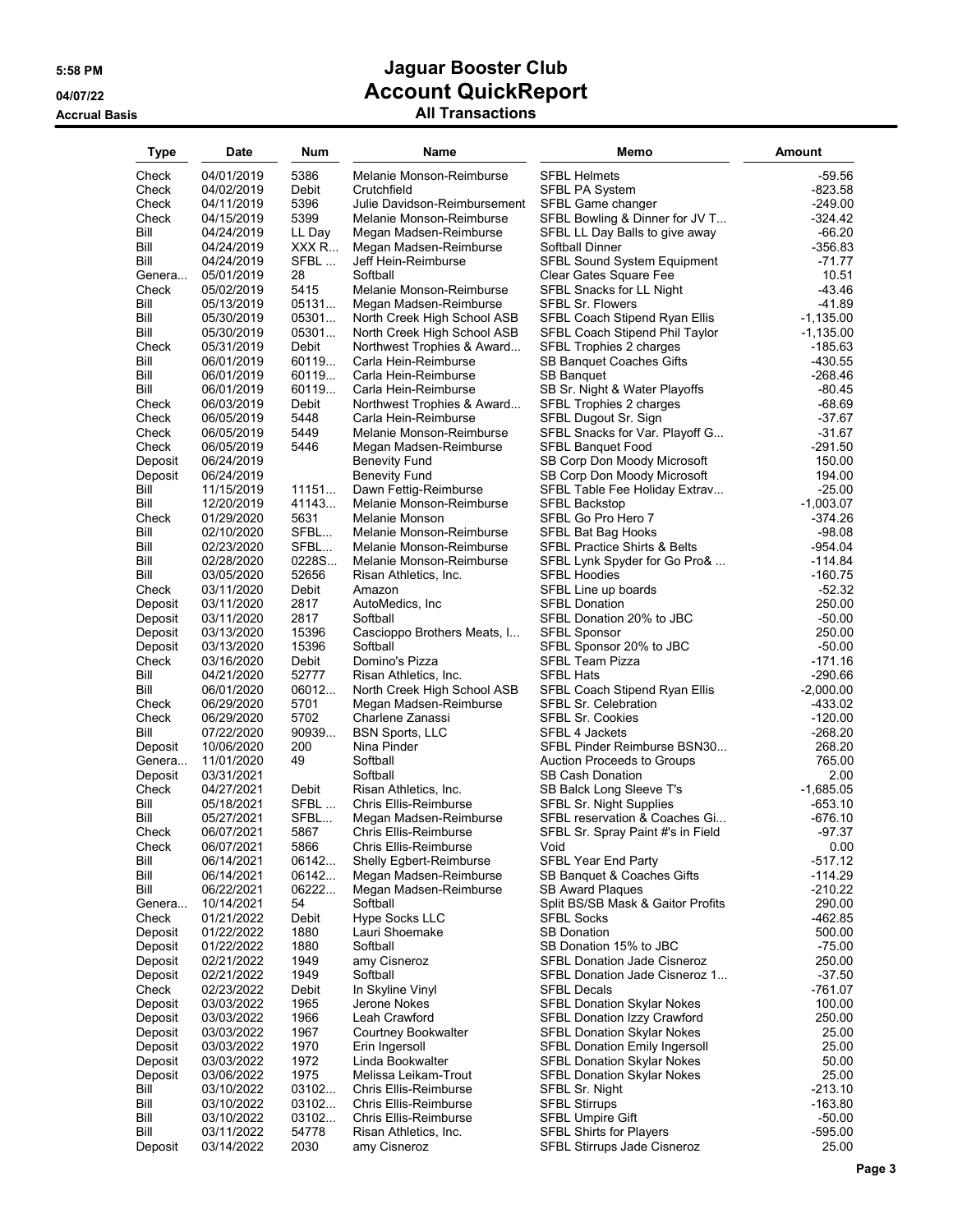5:58 PM
04/07/22
Accrual Basis

# Jaguar Booster Club
# Account QuickReport
## All Transactions

| Type | Date | Num | Name | Memo | Amount |
|---|---|---|---|---|---|
| Check | 04/01/2019 | 5386 | Melanie Monson-Reimburse | SFBL Helmets | -59.56 |
| Check | 04/02/2019 | Debit | Crutchfield | SFBL PA System | -823.58 |
| Check | 04/11/2019 | 5396 | Julie Davidson-Reimbursement | SFBL Game changer | -249.00 |
| Check | 04/15/2019 | 5399 | Melanie Monson-Reimburse | SFBL Bowling & Dinner for JV T... | -324.42 |
| Bill | 04/24/2019 | LL Day | Megan Madsen-Reimburse | SFBL LL Day Balls to give away | -66.20 |
| Bill | 04/24/2019 | XXX R... | Megan Madsen-Reimburse | Softball Dinner | -356.83 |
| Bill | 04/24/2019 | SFBL ... | Jeff Hein-Reimburse | SFBL Sound System Equipment | -71.77 |
| Genera... | 05/01/2019 | 28 | Softball | Clear Gates Square Fee | 10.51 |
| Check | 05/02/2019 | 5415 | Melanie Monson-Reimburse | SFBL Snacks for LL Night | -43.46 |
| Bill | 05/13/2019 | 05131... | Megan Madsen-Reimburse | SFBL Sr. Flowers | -41.89 |
| Bill | 05/30/2019 | 05301... | North Creek High School ASB | SFBL Coach Stipend Ryan Ellis | -1,135.00 |
| Bill | 05/30/2019 | 05301... | North Creek High School ASB | SFBL Coach Stipend Phil Taylor | -1,135.00 |
| Check | 05/31/2019 | Debit | Northwest Trophies & Award... | SFBL Trophies 2 charges | -185.63 |
| Bill | 06/01/2019 | 60119... | Carla Hein-Reimburse | SB Banquet Coaches Gifts | -430.55 |
| Bill | 06/01/2019 | 60119... | Carla Hein-Reimburse | SB Banquet | -268.46 |
| Bill | 06/01/2019 | 60119... | Carla Hein-Reimburse | SB Sr. Night & Water Playoffs | -80.45 |
| Check | 06/03/2019 | Debit | Northwest Trophies & Award... | SFBL Trophies 2 charges | -68.69 |
| Check | 06/05/2019 | 5448 | Carla Hein-Reimburse | SFBL Dugout Sr. Sign | -37.67 |
| Check | 06/05/2019 | 5449 | Melanie Monson-Reimburse | SFBL Snacks for Var. Playoff G... | -31.67 |
| Check | 06/05/2019 | 5446 | Megan Madsen-Reimburse | SFBL Banquet Food | -291.50 |
| Deposit | 06/24/2019 | | Benevity Fund | SB Corp Don Moody Microsoft | 150.00 |
| Deposit | 06/24/2019 | | Benevity Fund | SB Corp Don Moody Microsoft | 194.00 |
| Bill | 11/15/2019 | 11151... | Dawn Fettig-Reimburse | SFBL Table Fee Holiday Extrav... | -25.00 |
| Bill | 12/20/2019 | 41143... | Melanie Monson-Reimburse | SFBL Backstop | -1,003.07 |
| Check | 01/29/2020 | 5631 | Melanie Monson | SFBL Go Pro Hero 7 | -374.26 |
| Bill | 02/10/2020 | SFBL... | Melanie Monson-Reimburse | SFBL Bat Bag Hooks | -98.08 |
| Bill | 02/23/2020 | SFBL... | Melanie Monson-Reimburse | SFBL Practice Shirts & Belts | -954.04 |
| Bill | 02/28/2020 | 0228S... | Melanie Monson-Reimburse | SFBL Lynk Spyder for Go Pro& ... | -114.84 |
| Bill | 03/05/2020 | 52656 | Risan Athletics, Inc. | SFBL Hoodies | -160.75 |
| Check | 03/11/2020 | Debit | Amazon | SFBL Line up boards | -52.32 |
| Deposit | 03/11/2020 | 2817 | AutoMedics, Inc | SFBL Donation | 250.00 |
| Deposit | 03/11/2020 | 2817 | Softball | SFBL Donation 20% to JBC | -50.00 |
| Deposit | 03/13/2020 | 15396 | Cascioppo Brothers Meats, I... | SFBL Sponsor | 250.00 |
| Deposit | 03/13/2020 | 15396 | Softball | SFBL Sponsor 20% to JBC | -50.00 |
| Check | 03/16/2020 | Debit | Domino's Pizza | SFBL Team Pizza | -171.16 |
| Bill | 04/21/2020 | 52777 | Risan Athletics, Inc. | SFBL Hats | -290.66 |
| Bill | 06/01/2020 | 06012... | North Creek High School ASB | SFBL Coach Stipend Ryan Ellis | -2,000.00 |
| Check | 06/29/2020 | 5701 | Megan Madsen-Reimburse | SFBL Sr. Celebration | -433.02 |
| Check | 06/29/2020 | 5702 | Charlene Zanassi | SFBL Sr. Cookies | -120.00 |
| Bill | 07/22/2020 | 90939... | BSN Sports, LLC | SFBL 4 Jackets | -268.20 |
| Deposit | 10/06/2020 | 200 | Nina Pinder | SFBL Pinder Reimburse BSN30... | 268.20 |
| Genera... | 11/01/2020 | 49 | Softball | Auction Proceeds to Groups | 765.00 |
| Deposit | 03/31/2021 | | Softball | SB Cash Donation | 2.00 |
| Check | 04/27/2021 | Debit | Risan Athletics, Inc. | SB Balck Long Sleeve T's | -1,685.05 |
| Bill | 05/18/2021 | SFBL ... | Chris Ellis-Reimburse | SFBL Sr. Night Supplies | -653.10 |
| Bill | 05/27/2021 | SFBL... | Megan Madsen-Reimburse | SFBL reservation & Coaches Gi... | -676.10 |
| Check | 06/07/2021 | 5867 | Chris Ellis-Reimburse | SFBL Sr. Spray Paint #'s in Field | -97.37 |
| Check | 06/07/2021 | 5866 | Chris Ellis-Reimburse | Void | 0.00 |
| Bill | 06/14/2021 | 06142... | Shelly Egbert-Reimburse | SFBL Year End Party | -517.12 |
| Bill | 06/14/2021 | 06142... | Megan Madsen-Reimburse | SB Banquet & Coaches Gifts | -114.29 |
| Bill | 06/22/2021 | 06222... | Megan Madsen-Reimburse | SB Award Plaques | -210.22 |
| Genera... | 10/14/2021 | 54 | Softball | Split BS/SB Mask & Gaitor Profits | 290.00 |
| Check | 01/21/2022 | Debit | Hype Socks LLC | SFBL Socks | -462.85 |
| Deposit | 01/22/2022 | 1880 | Lauri Shoemake | SB Donation | 500.00 |
| Deposit | 01/22/2022 | 1880 | Softball | SB Donation 15% to JBC | -75.00 |
| Deposit | 02/21/2022 | 1949 | amy Cisneroz | SFBL Donation Jade Cisneroz | 250.00 |
| Deposit | 02/21/2022 | 1949 | Softball | SFBL Donation Jade Cisneroz 1... | -37.50 |
| Check | 02/23/2022 | Debit | In Skyline Vinyl | SFBL Decals | -761.07 |
| Deposit | 03/03/2022 | 1965 | Jerone Nokes | SFBL Donation Skylar Nokes | 100.00 |
| Deposit | 03/03/2022 | 1966 | Leah Crawford | SFBL Donation Izzy Crawford | 250.00 |
| Deposit | 03/03/2022 | 1967 | Courtney Bookwalter | SFBL Donation Skylar Nokes | 25.00 |
| Deposit | 03/03/2022 | 1970 | Erin Ingersoll | SFBL Donation Emily Ingersoll | 25.00 |
| Deposit | 03/03/2022 | 1972 | Linda Bookwalter | SFBL Donation Skylar Nokes | 50.00 |
| Deposit | 03/06/2022 | 1975 | Melissa Leikam-Trout | SFBL Donation Skylar Nokes | 25.00 |
| Bill | 03/10/2022 | 03102... | Chris Ellis-Reimburse | SFBL Sr. Night | -213.10 |
| Bill | 03/10/2022 | 03102... | Chris Ellis-Reimburse | SFBL Stirrups | -163.80 |
| Bill | 03/10/2022 | 03102... | Chris Ellis-Reimburse | SFBL Umpire Gift | -50.00 |
| Bill | 03/11/2022 | 54778 | Risan Athletics, Inc. | SFBL Shirts for Players | -595.00 |
| Deposit | 03/14/2022 | 2030 | amy Cisneroz | SFBL Stirrups Jade Cisneroz | 25.00 |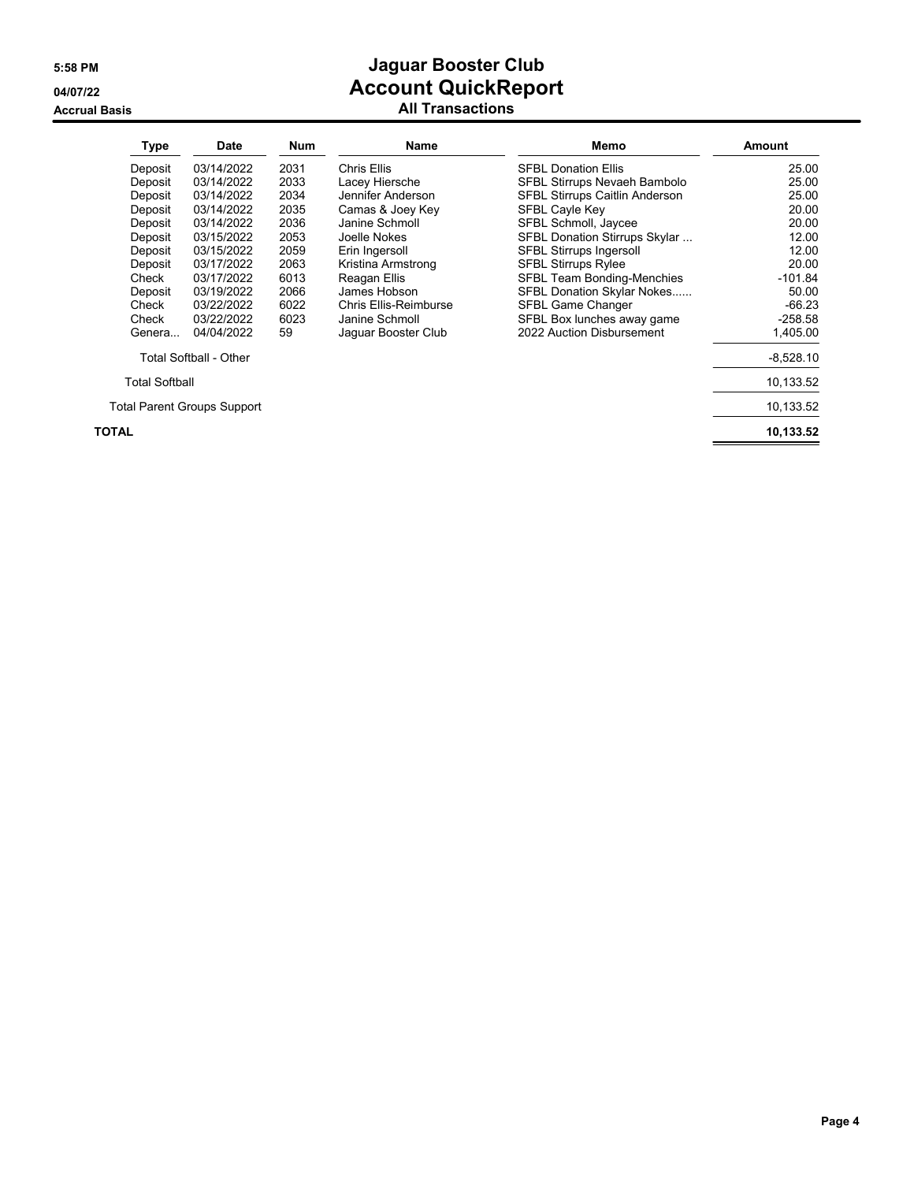# Jaguar Booster Club
## Account QuickReport
### All Transactions

5:58 PM
04/07/22
Accrual Basis

| Type | Date | Num | Name | Memo | Amount |
|---|---|---|---|---|---|
| Deposit | 03/14/2022 | 2031 | Chris Ellis | SFBL Donation Ellis | 25.00 |
| Deposit | 03/14/2022 | 2033 | Lacey Hiersche | SFBL Stirrups Nevaeh Bambolo | 25.00 |
| Deposit | 03/14/2022 | 2034 | Jennifer Anderson | SFBL Stirrups Caitlin Anderson | 25.00 |
| Deposit | 03/14/2022 | 2035 | Camas & Joey Key | SFBL Cayle Key | 20.00 |
| Deposit | 03/14/2022 | 2036 | Janine Schmoll | SFBL Schmoll, Jaycee | 20.00 |
| Deposit | 03/15/2022 | 2053 | Joelle Nokes | SFBL Donation Stirrups Skylar ... | 12.00 |
| Deposit | 03/15/2022 | 2059 | Erin Ingersoll | SFBL Stirrups Ingersoll | 12.00 |
| Deposit | 03/17/2022 | 2063 | Kristina Armstrong | SFBL Stirrups Rylee | 20.00 |
| Check | 03/17/2022 | 6013 | Reagan Ellis | SFBL Team Bonding-Menchies | -101.84 |
| Deposit | 03/19/2022 | 2066 | James Hobson | SFBL Donation Skylar Nokes...... | 50.00 |
| Check | 03/22/2022 | 6022 | Chris Ellis-Reimburse | SFBL Game Changer | -66.23 |
| Check | 03/22/2022 | 6023 | Janine Schmoll | SFBL Box lunches away game | -258.58 |
| Genera... | 04/04/2022 | 59 | Jaguar Booster Club | 2022 Auction Disbursement | 1,405.00 |
| Total Softball - Other | | | | | -8,528.10 |
| Total Softball | | | | | 10,133.52 |
| Total Parent Groups Support | | | | | 10,133.52 |
| **TOTAL** | | | | | **10,133.52** |